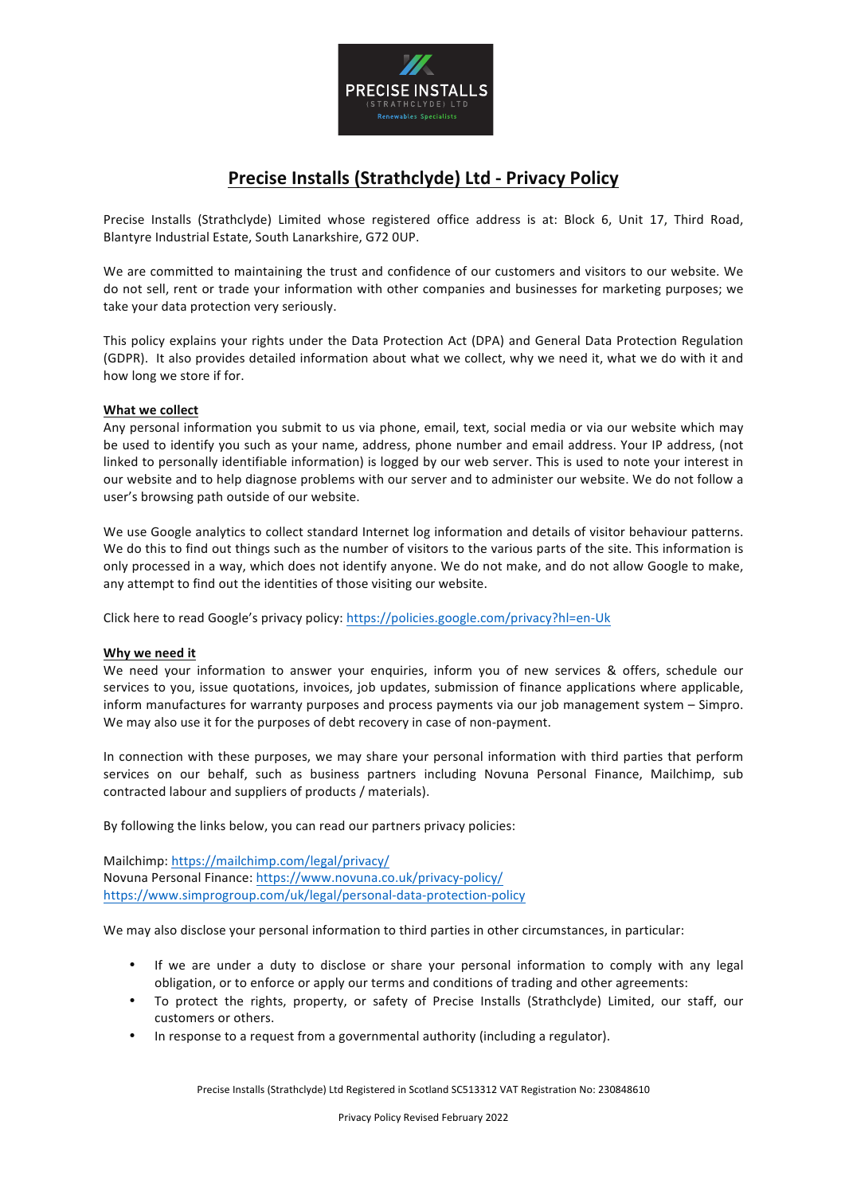PRECISE INSTALLS
(STRATHCLYDE) LTD
Renewables Specialists

# Precise Installs (Strathclyde) Ltd - Privacy Policy

Precise Installs (Strathclyde) Limited whose registered office address is at: Block 6, Unit 17, Third Road, Blantyre Industrial Estate, South Lanarkshire, G72 0UP.

We are committed to maintaining the trust and confidence of our customers and visitors to our website. We do not sell, rent or trade your information with other companies and businesses for marketing purposes; we take your data protection very seriously.

This policy explains your rights under the Data Protection Act (DPA) and General Data Protection Regulation (GDPR). It also provides detailed information about what we collect, why we need it, what we do with it and how long we store if for.

## What we collect

Any personal information you submit to us via phone, email, text, social media or via our website which may be used to identify you such as your name, address, phone number and email address. Your IP address, (not linked to personally identifiable information) is logged by our web server. This is used to note your interest in our website and to help diagnose problems with our server and to administer our website. We do not follow a user's browsing path outside of our website.

We use Google analytics to collect standard Internet log information and details of visitor behaviour patterns. We do this to find out things such as the number of visitors to the various parts of the site. This information is only processed in a way, which does not identify anyone. We do not make, and do not allow Google to make, any attempt to find out the identities of those visiting our website.

Click here to read Google's privacy policy: https://policies.google.com/privacy?hl=en-Uk

## Why we need it

We need your information to answer your enquiries, inform you of new services & offers, schedule our services to you, issue quotations, invoices, job updates, submission of finance applications where applicable, inform manufactures for warranty purposes and process payments via our job management system – Simpro. We may also use it for the purposes of debt recovery in case of non-payment.

In connection with these purposes, we may share your personal information with third parties that perform services on our behalf, such as business partners including Novuna Personal Finance, Mailchimp, sub contracted labour and suppliers of products / materials).

By following the links below, you can read our partners privacy policies:

Mailchimp: https://mailchimp.com/legal/privacy/
Novuna Personal Finance: https://www.novuna.co.uk/privacy-policy/
https://www.simprogroup.com/uk/legal/personal-data-protection-policy

We may also disclose your personal information to third parties in other circumstances, in particular:

- If we are under a duty to disclose or share your personal information to comply with any legal obligation, or to enforce or apply our terms and conditions of trading and other agreements:
- To protect the rights, property, or safety of Precise Installs (Strathclyde) Limited, our staff, our customers or others.
- In response to a request from a governmental authority (including a regulator).

Precise Installs (Strathclyde) Ltd Registered in Scotland SC513312 VAT Registration No: 230848610

Privacy Policy Revised February 2022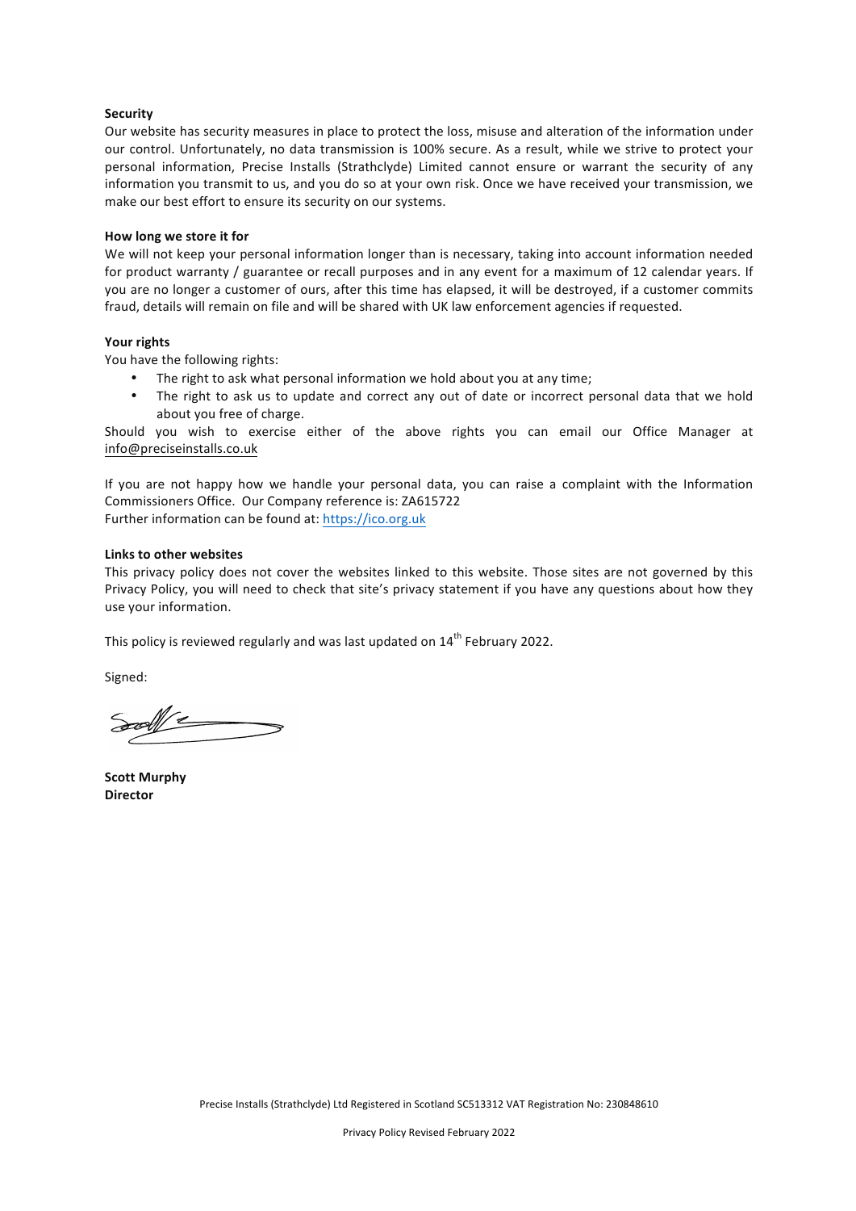**Security**

Our website has security measures in place to protect the loss, misuse and alteration of the information under our control. Unfortunately, no data transmission is 100% secure. As a result, while we strive to protect your personal information, Precise Installs (Strathclyde) Limited cannot ensure or warrant the security of any information you transmit to us, and you do so at your own risk. Once we have received your transmission, we make our best effort to ensure its security on our systems.

**How long we store it for**

We will not keep your personal information longer than is necessary, taking into account information needed for product warranty / guarantee or recall purposes and in any event for a maximum of 12 calendar years. If you are no longer a customer of ours, after this time has elapsed, it will be destroyed, if a customer commits fraud, details will remain on file and will be shared with UK law enforcement agencies if requested.

**Your rights**

You have the following rights:

- The right to ask what personal information we hold about you at any time;
- The right to ask us to update and correct any out of date or incorrect personal data that we hold about you free of charge.

Should you wish to exercise either of the above rights you can email our Office Manager at info@preciseinstalls.co.uk

If you are not happy how we handle your personal data, you can raise a complaint with the Information Commissioners Office. Our Company reference is: ZA615722
Further information can be found at: https://ico.org.uk

**Links to other websites**

This privacy policy does not cover the websites linked to this website. Those sites are not governed by this Privacy Policy, you will need to check that site's privacy statement if you have any questions about how they use your information.

This policy is reviewed regularly and was last updated on 14th February 2022.

Signed:

**Scott Murphy**
**Director**